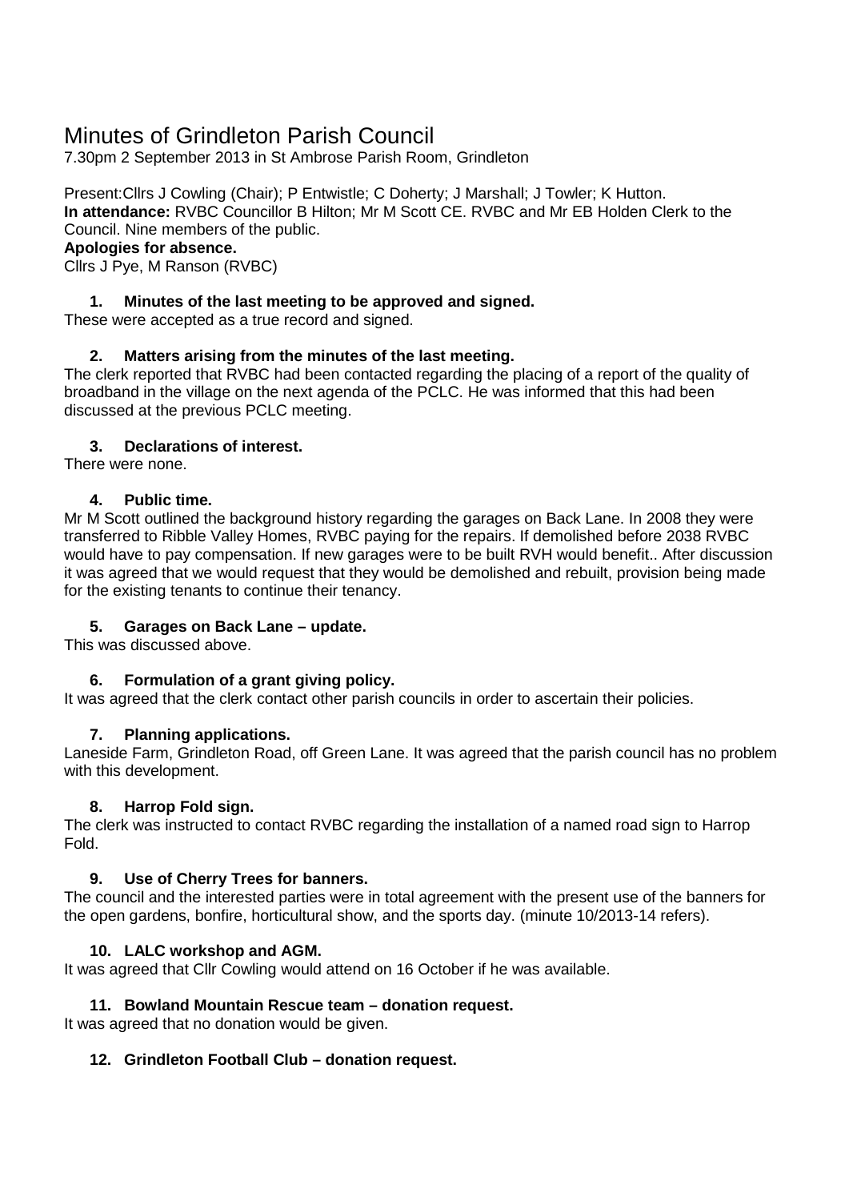# Minutes of Grindleton Parish Council

7.30pm 2 September 2013 in St Ambrose Parish Room, Grindleton

Present:Cllrs J Cowling (Chair); P Entwistle; C Doherty; J Marshall; J Towler; K Hutton.
**In attendance:** RVBC Councillor B Hilton; Mr M Scott CE. RVBC and Mr EB Holden Clerk to the Council. Nine members of the public.

**Apologies for absence.**

Cllrs J Pye, M Ranson (RVBC)

**1. Minutes of the last meeting to be approved and signed.**

These were accepted as a true record and signed.

**2. Matters arising from the minutes of the last meeting.**

The clerk reported that RVBC had been contacted regarding the placing of a report of the quality of broadband in the village on the next agenda of the PCLC. He was informed that this had been discussed at the previous PCLC meeting.

**3. Declarations of interest.**

There were none.

**4. Public time.**

Mr M Scott outlined the background history regarding the garages on Back Lane. In 2008 they were transferred to Ribble Valley Homes, RVBC paying for the repairs. If demolished before 2038 RVBC would have to pay compensation. If new garages were to be built RVH would benefit.. After discussion it was agreed that we would request that they would be demolished and rebuilt, provision being made for the existing tenants to continue their tenancy.

**5. Garages on Back Lane – update.**

This was discussed above.

**6. Formulation of a grant giving policy.**

It was agreed that the clerk contact other parish councils in order to ascertain their policies.

**7. Planning applications.**

Laneside Farm, Grindleton Road, off Green Lane. It was agreed that the parish council has no problem with this development.

**8. Harrop Fold sign.**

The clerk was instructed to contact RVBC regarding the installation of a named road sign to Harrop Fold.

**9. Use of Cherry Trees for banners.**

The council and the interested parties were in total agreement with the present use of the banners for the open gardens, bonfire, horticultural show, and the sports day. (minute 10/2013-14 refers).

**10. LALC workshop and AGM.**

It was agreed that Cllr Cowling would attend on 16 October if he was available.

**11. Bowland Mountain Rescue team – donation request.**

It was agreed that no donation would be given.

**12. Grindleton Football Club – donation request.**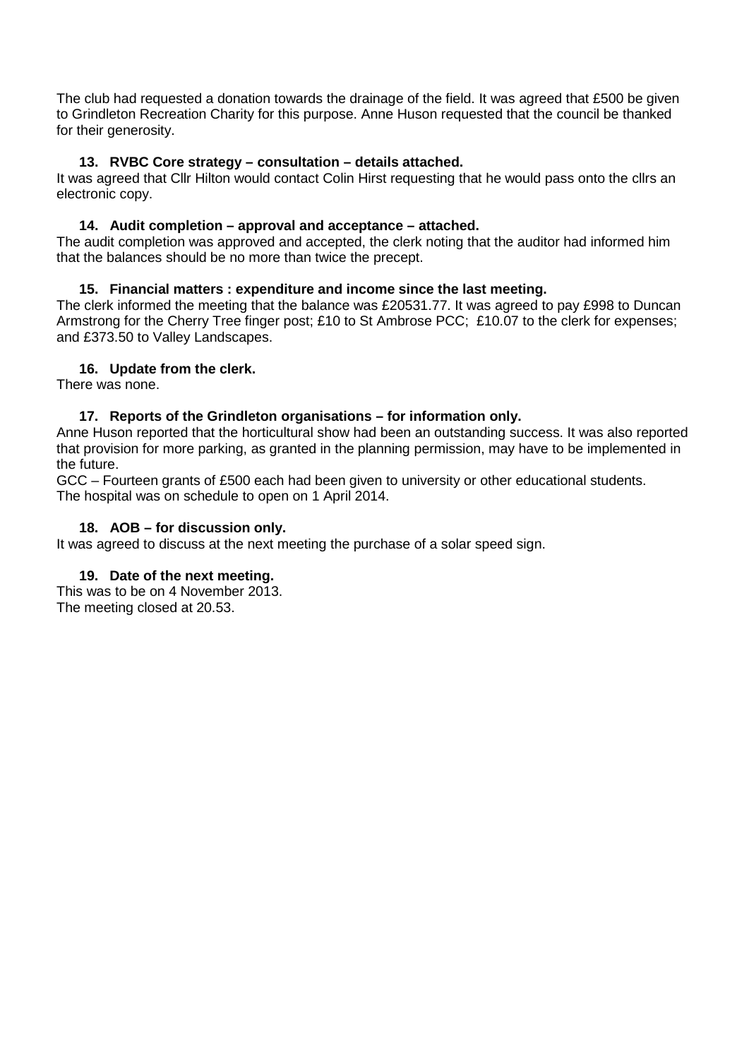The club had requested a donation towards the drainage of the field. It was agreed that £500 be given to Grindleton Recreation Charity for this purpose. Anne Huson requested that the council be thanked for their generosity.

**13. RVBC Core strategy – consultation – details attached.**

It was agreed that Cllr Hilton would contact Colin Hirst requesting that he would pass onto the cllrs an electronic copy.

**14. Audit completion – approval and acceptance – attached.**

The audit completion was approved and accepted, the clerk noting that the auditor had informed him that the balances should be no more than twice the precept.

**15. Financial matters : expenditure and income since the last meeting.**

The clerk informed the meeting that the balance was £20531.77. It was agreed to pay £998 to Duncan Armstrong for the Cherry Tree finger post; £10 to St Ambrose PCC; £10.07 to the clerk for expenses; and £373.50 to Valley Landscapes.

**16. Update from the clerk.**

There was none.

**17. Reports of the Grindleton organisations – for information only.**

Anne Huson reported that the horticultural show had been an outstanding success. It was also reported that provision for more parking, as granted in the planning permission, may have to be implemented in the future.

GCC – Fourteen grants of £500 each had been given to university or other educational students.
The hospital was on schedule to open on 1 April 2014.

**18. AOB – for discussion only.**

It was agreed to discuss at the next meeting the purchase of a solar speed sign.

**19. Date of the next meeting.**

This was to be on 4 November 2013.
The meeting closed at 20.53.